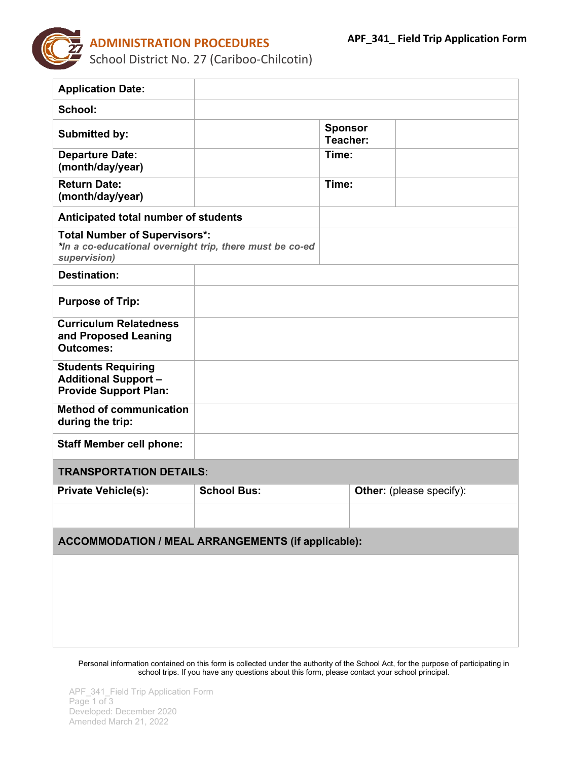**ADMINISTRATION PROCEDURES**
School District No. 27 (Cariboo-Chilcotin)

# APF_341_ Field Trip Application Form

| | | | |
|---|---|---|---|
| **Application Date:** | | | |
| **School:** | | | |
| **Submitted by:** | | **Sponsor Teacher:** | |
| **Departure Date: (month/day/year)** | | **Time:** | |
| **Return Date: (month/day/year)** | | **Time:** | |
| **Anticipated total number of students** | | | |
| **Total Number of Supervisors*:** ***In a co-educational overnight trip, there must be co-ed supervision)*** | | | |
| **Destination:** | | | |
| **Purpose of Trip:** | | | |
| **Curriculum Relatedness and Proposed Leaning Outcomes:** | | | |
| **Students Requiring Additional Support – Provide Support Plan:** | | | |
| **Method of communication during the trip:** | | | |
| **Staff Member cell phone:** | | | |

| **TRANSPORTATION DETAILS:** | | |
|---|---|---|
| **Private Vehicle(s):** | **School Bus:** | **Other:** (please specify): |
| | | |

| **ACCOMMODATION / MEAL ARRANGEMENTS (if applicable):** |
|---|
| |

Personal information contained on this form is collected under the authority of the School Act, for the purpose of participating in school trips. If you have any questions about this form, please contact your school principal.

APF_341_Field Trip Application Form
Developed: December 2020
Amended March 21, 2022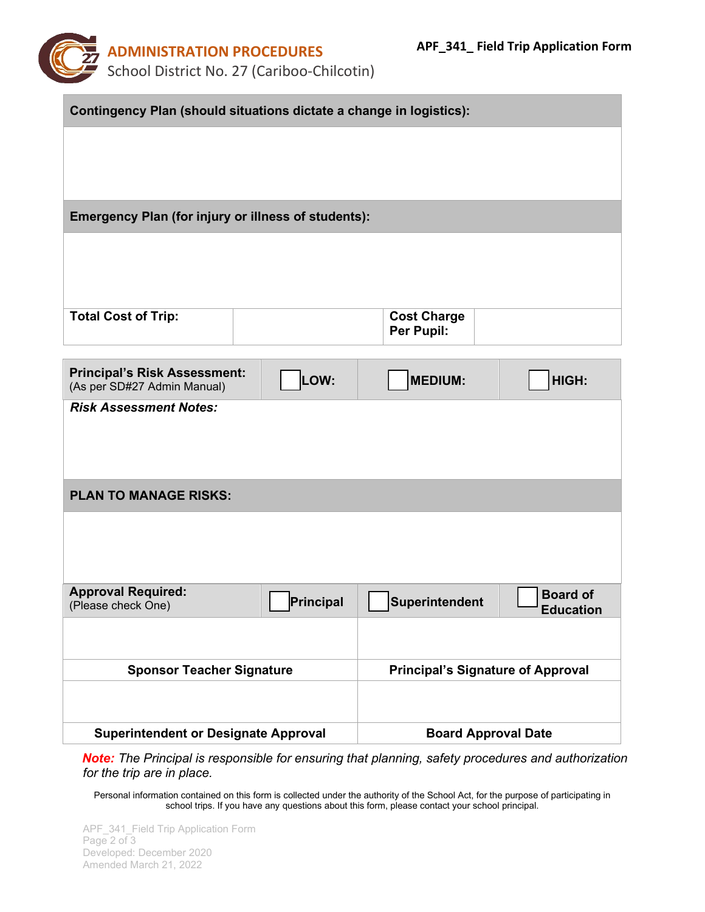| Contingency Plan (should situations dictate a change in logistics): |
| --- |
| |

| Emergency Plan (for injury or illness of students): |
| --- |
| |

| Total Cost of Trip: | | Cost Charge Per Pupil: | |
| --- | --- | --- | --- |

| Principal's Risk Assessment: (As per SD#27 Admin Manual) | ☐ LOW: | ☐ MEDIUM: | ☐ HIGH: |
| --- | --- | --- | --- |
| ***Risk Assessment Notes:*** | | | |

| PLAN TO MANAGE RISKS: |
| --- |
| |

| Approval Required: (Please check One) | ☐ Principal | ☐ Superintendent | ☐ Board of Education |
| --- | --- | --- | --- |

| | |
| --- | --- |
| **Sponsor Teacher Signature** | **Principal's Signature of Approval** |
| | |
| **Superintendent or Designate Approval** | **Board Approval Date** |

***Note:*** *The Principal is responsible for ensuring that planning, safety procedures and authorization for the trip are in place.*

Personal information contained on this form is collected under the authority of the School Act, for the purpose of participating in school trips. If you have any questions about this form, please contact your school principal.

APF_341_Field Trip Application Form
Developed: December 2020
Amended March 21, 2022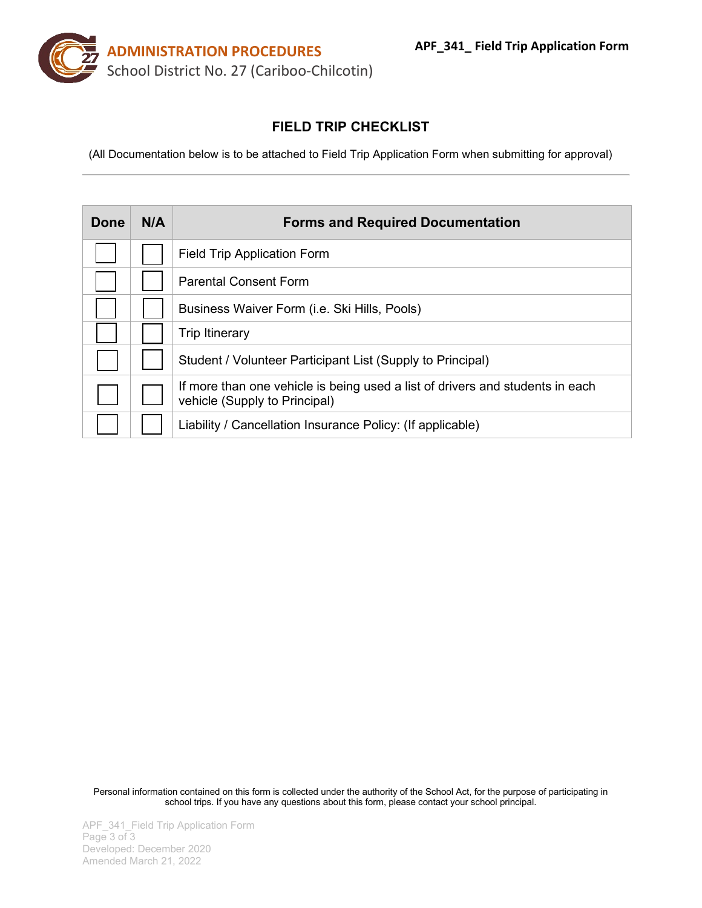## FIELD TRIP CHECKLIST

(All Documentation below is to be attached to Field Trip Application Form when submitting for approval)

| Done | N/A | Forms and Required Documentation |
|---|---|---|
| ☐ | ☐ | Field Trip Application Form |
| ☐ | ☐ | Parental Consent Form |
| ☐ | ☐ | Business Waiver Form (i.e. Ski Hills, Pools) |
| ☐ | ☐ | Trip Itinerary |
| ☐ | ☐ | Student / Volunteer Participant List (Supply to Principal) |
| ☐ | ☐ | If more than one vehicle is being used a list of drivers and students in each vehicle (Supply to Principal) |
| ☐ | ☐ | Liability / Cancellation Insurance Policy: (If applicable) |

Personal information contained on this form is collected under the authority of the School Act, for the purpose of participating in school trips. If you have any questions about this form, please contact your school principal.

Developed: December 2020
Amended March 21, 2022